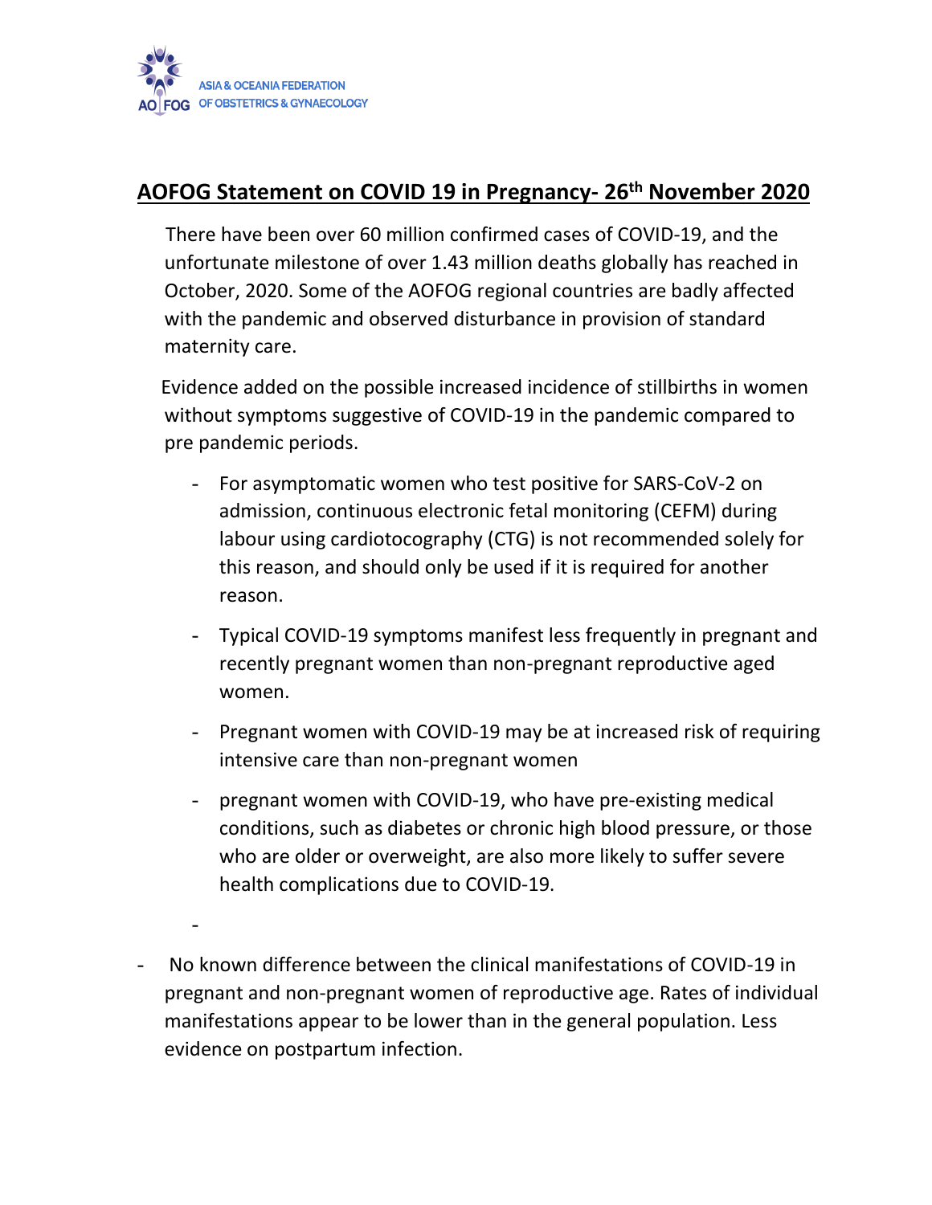ASIA & OCEANIA FEDERATION OF OBSTETRICS & GYNAECOLOGY

# AOFOG Statement on COVID 19 in Pregnancy- 26th November 2020

There have been over 60 million confirmed cases of COVID-19, and the unfortunate milestone of over 1.43 million deaths globally has reached in October, 2020. Some of the AOFOG regional countries are badly affected with the pandemic and observed disturbance in provision of standard maternity care.

Evidence added on the possible increased incidence of stillbirths in women without symptoms suggestive of COVID-19 in the pandemic compared to pre pandemic periods.

- For asymptomatic women who test positive for SARS-CoV-2 on admission, continuous electronic fetal monitoring (CEFM) during labour using cardiotocography (CTG) is not recommended solely for this reason, and should only be used if it is required for another reason.
- Typical COVID-19 symptoms manifest less frequently in pregnant and recently pregnant women than non-pregnant reproductive aged women.
- Pregnant women with COVID-19 may be at increased risk of requiring intensive care than non-pregnant women
- pregnant women with COVID-19, who have pre-existing medical conditions, such as diabetes or chronic high blood pressure, or those who are older or overweight, are also more likely to suffer severe health complications due to COVID-19.
- 

- No known difference between the clinical manifestations of COVID-19 in pregnant and non-pregnant women of reproductive age. Rates of individual manifestations appear to be lower than in the general population. Less evidence on postpartum infection.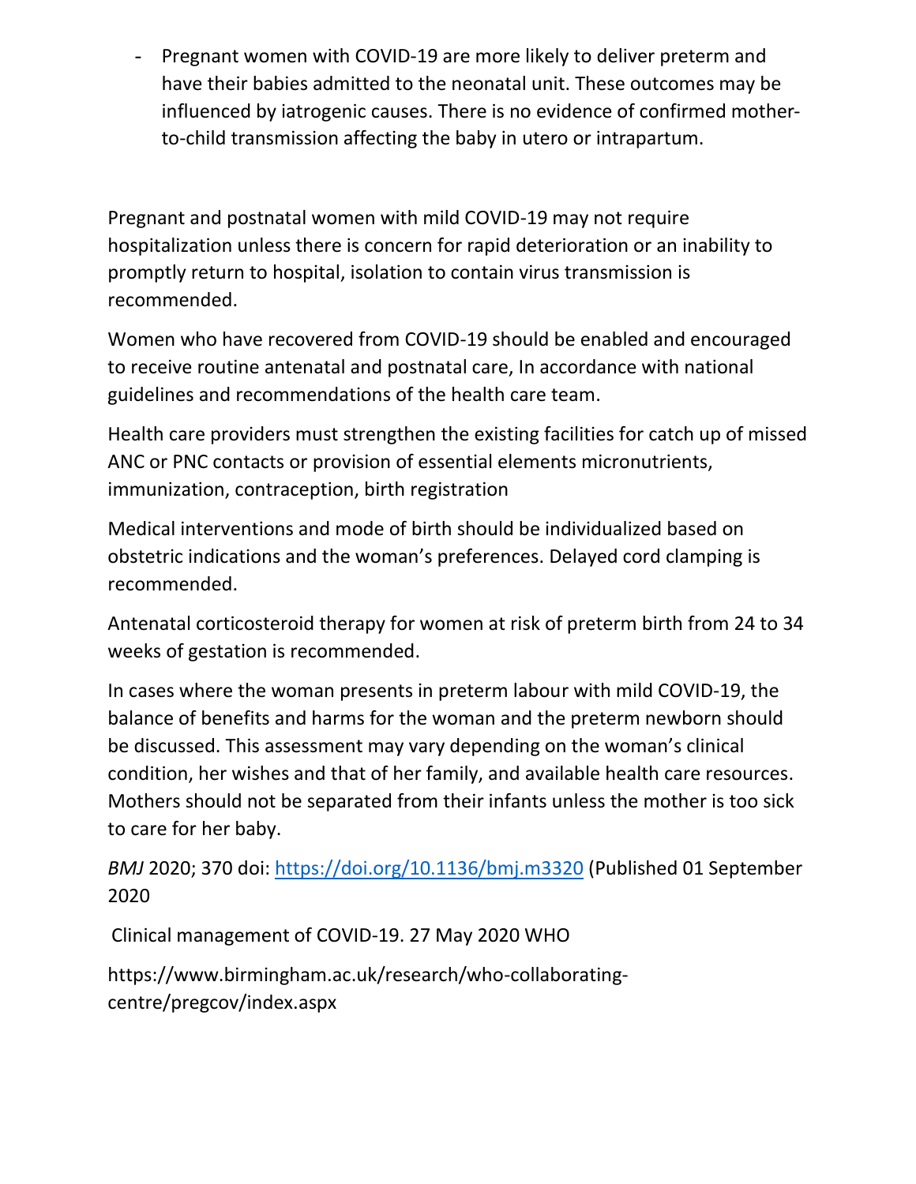- Pregnant women with COVID-19 are more likely to deliver preterm and have their babies admitted to the neonatal unit. These outcomes may be influenced by iatrogenic causes. There is no evidence of confirmed mother-to-child transmission affecting the baby in utero or intrapartum.

Pregnant and postnatal women with mild COVID-19 may not require hospitalization unless there is concern for rapid deterioration or an inability to promptly return to hospital, isolation to contain virus transmission is recommended.

Women who have recovered from COVID-19 should be enabled and encouraged to receive routine antenatal and postnatal care, In accordance with national guidelines and recommendations of the health care team.

Health care providers must strengthen the existing facilities for catch up of missed ANC or PNC contacts or provision of essential elements micronutrients, immunization, contraception, birth registration

Medical interventions and mode of birth should be individualized based on obstetric indications and the woman's preferences. Delayed cord clamping is recommended.

Antenatal corticosteroid therapy for women at risk of preterm birth from 24 to 34 weeks of gestation is recommended.

In cases where the woman presents in preterm labour with mild COVID-19, the balance of benefits and harms for the woman and the preterm newborn should be discussed. This assessment may vary depending on the woman's clinical condition, her wishes and that of her family, and available health care resources. Mothers should not be separated from their infants unless the mother is too sick to care for her baby.

*BMJ* 2020; 370 doi: [https://doi.org/10.1136/bmj.m3320](https://doi.org/10.1136/bmj.m3320) (Published 01 September 2020

Clinical management of COVID-19. 27 May 2020 WHO

https://www.birmingham.ac.uk/research/who-collaborating-centre/pregcov/index.aspx